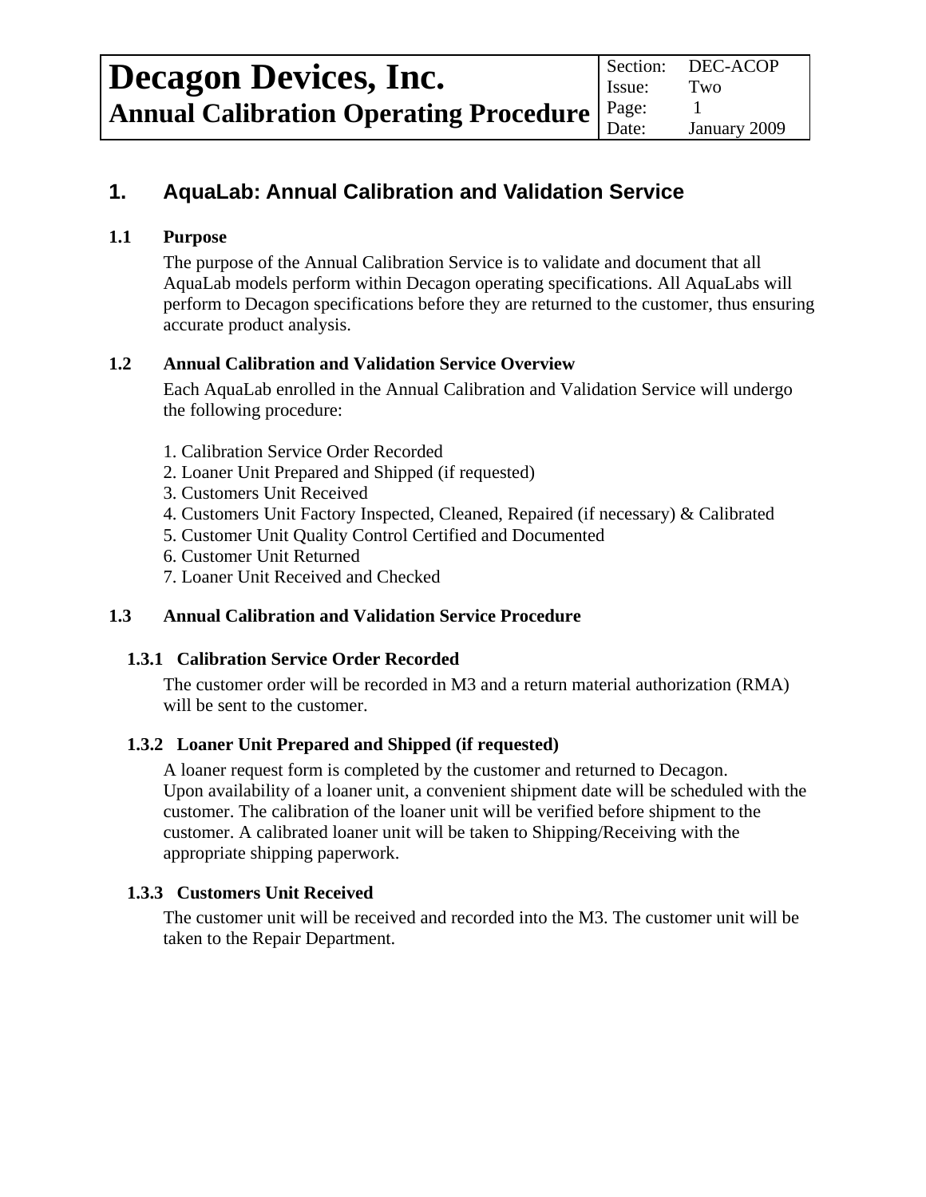# Decagon Devices, Inc.
## Annual Calibration Operating Procedure

| Section: | DEC-ACOP |
| --- | --- |
| Issue: | Two |
| Page: | 1 |
| Date: | January 2009 |

## 1. AquaLab: Annual Calibration and Validation Service

### 1.1 Purpose

The purpose of the Annual Calibration Service is to validate and document that all AquaLab models perform within Decagon operating specifications. All AquaLabs will perform to Decagon specifications before they are returned to the customer, thus ensuring accurate product analysis.

### 1.2 Annual Calibration and Validation Service Overview

Each AquaLab enrolled in the Annual Calibration and Validation Service will undergo the following procedure:

1. Calibration Service Order Recorded
2. Loaner Unit Prepared and Shipped (if requested)
3. Customers Unit Received
4. Customers Unit Factory Inspected, Cleaned, Repaired (if necessary) & Calibrated
5. Customer Unit Quality Control Certified and Documented
6. Customer Unit Returned
7. Loaner Unit Received and Checked

### 1.3 Annual Calibration and Validation Service Procedure

#### 1.3.1 Calibration Service Order Recorded

The customer order will be recorded in M3 and a return material authorization (RMA) will be sent to the customer.

#### 1.3.2 Loaner Unit Prepared and Shipped (if requested)

A loaner request form is completed by the customer and returned to Decagon. Upon availability of a loaner unit, a convenient shipment date will be scheduled with the customer. The calibration of the loaner unit will be verified before shipment to the customer. A calibrated loaner unit will be taken to Shipping/Receiving with the appropriate shipping paperwork.

#### 1.3.3 Customers Unit Received

The customer unit will be received and recorded into the M3. The customer unit will be taken to the Repair Department.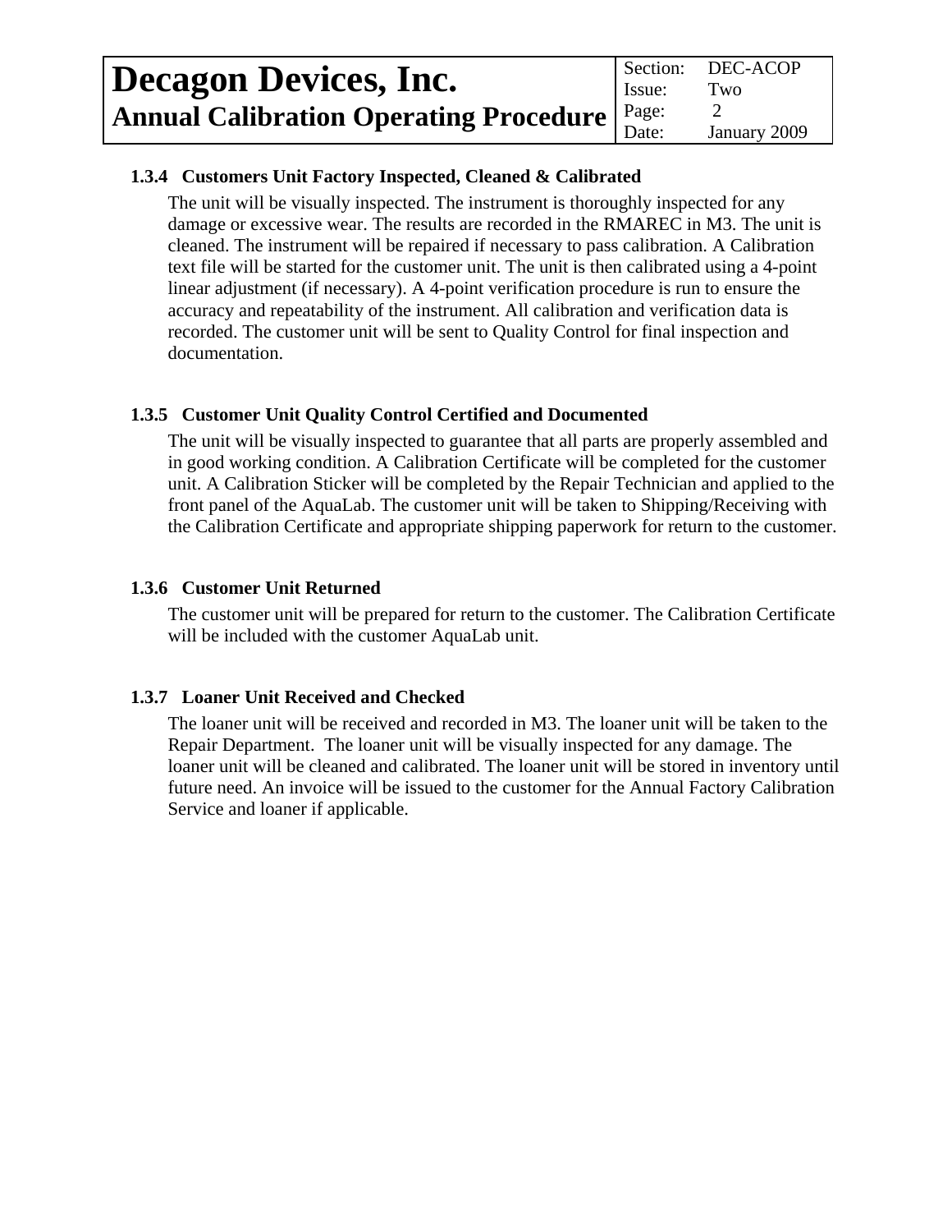### 1.3.4 Customers Unit Factory Inspected, Cleaned & Calibrated

The unit will be visually inspected. The instrument is thoroughly inspected for any damage or excessive wear. The results are recorded in the RMAREC in M3. The unit is cleaned. The instrument will be repaired if necessary to pass calibration. A Calibration text file will be started for the customer unit. The unit is then calibrated using a 4-point linear adjustment (if necessary). A 4-point verification procedure is run to ensure the accuracy and repeatability of the instrument. All calibration and verification data is recorded. The customer unit will be sent to Quality Control for final inspection and documentation.

### 1.3.5 Customer Unit Quality Control Certified and Documented

The unit will be visually inspected to guarantee that all parts are properly assembled and in good working condition. A Calibration Certificate will be completed for the customer unit. A Calibration Sticker will be completed by the Repair Technician and applied to the front panel of the AquaLab. The customer unit will be taken to Shipping/Receiving with the Calibration Certificate and appropriate shipping paperwork for return to the customer.

### 1.3.6 Customer Unit Returned

The customer unit will be prepared for return to the customer. The Calibration Certificate will be included with the customer AquaLab unit.

### 1.3.7 Loaner Unit Received and Checked

The loaner unit will be received and recorded in M3. The loaner unit will be taken to the Repair Department. The loaner unit will be visually inspected for any damage. The loaner unit will be cleaned and calibrated. The loaner unit will be stored in inventory until future need. An invoice will be issued to the customer for the Annual Factory Calibration Service and loaner if applicable.